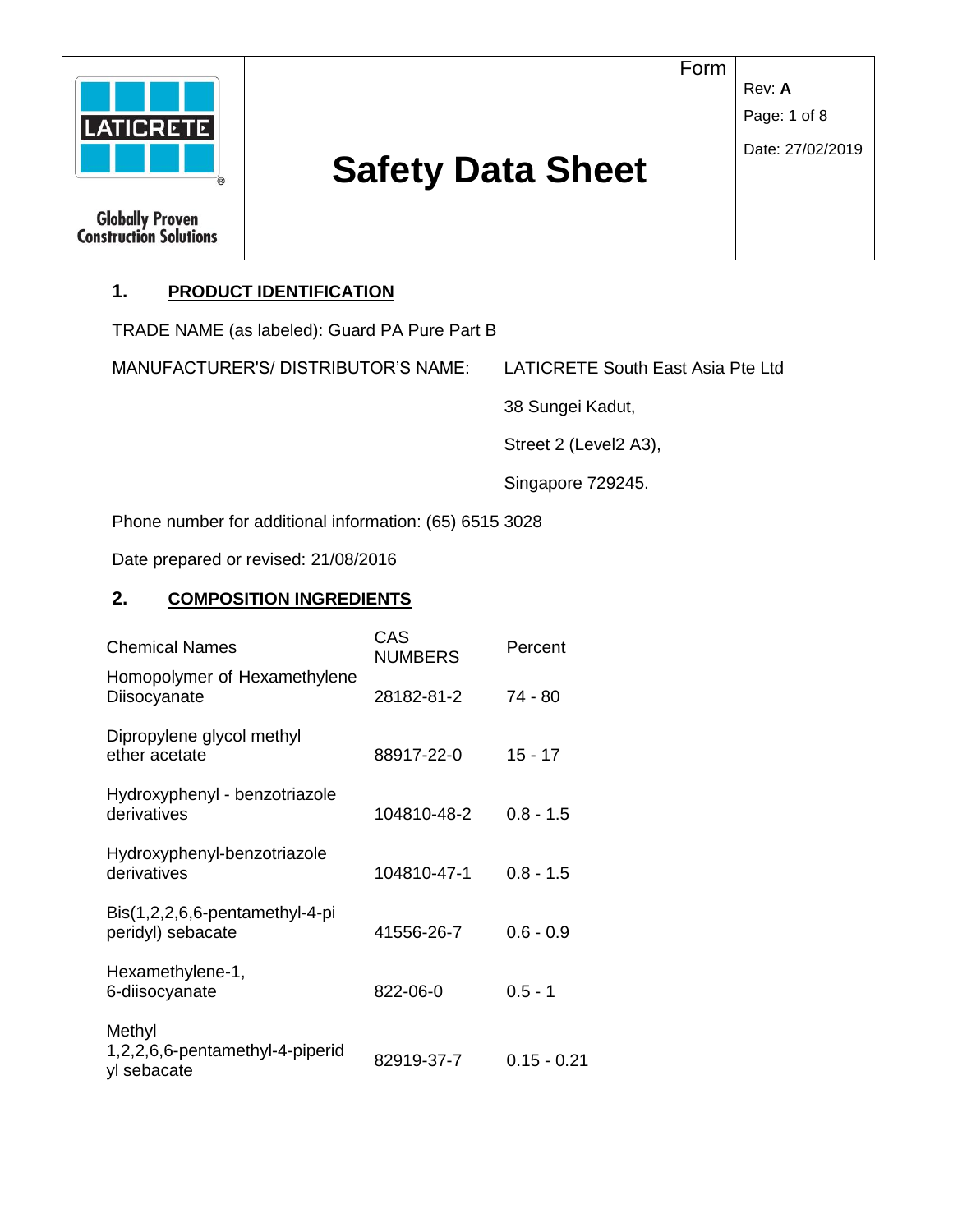# Safety Data Sheet

Form

Rev: **A**

Date: 27/02/2019

LATICRETE

Globally Proven Construction Solutions

## 1. PRODUCT IDENTIFICATION

TRADE NAME (as labeled): Guard PA Pure Part B

MANUFACTURER'S/ DISTRIBUTOR'S NAME: LATICRETE South East Asia Pte Ltd
38 Sungei Kadut,
Street 2 (Level2 A3),
Singapore 729245.

Phone number for additional information: (65) 6515 3028

Date prepared or revised: 21/08/2016

## 2. COMPOSITION INGREDIENTS

| Chemical Names | CAS NUMBERS | Percent |
|---|---|---|
| Homopolymer of Hexamethylene Diisocyanate | 28182-81-2 | 74 - 80 |
| Dipropylene glycol methyl ether acetate | 88917-22-0 | 15 - 17 |
| Hydroxyphenyl - benzotriazole derivatives | 104810-48-2 | 0.8 - 1.5 |
| Hydroxyphenyl-benzotriazole derivatives | 104810-47-1 | 0.8 - 1.5 |
| Bis(1,2,2,6,6-pentamethyl-4-piperidyl) sebacate | 41556-26-7 | 0.6 - 0.9 |
| Hexamethylene-1, 6-diisocyanate | 822-06-0 | 0.5 - 1 |
| Methyl 1,2,2,6,6-pentamethyl-4-piperidyl sebacate | 82919-37-7 | 0.15 - 0.21 |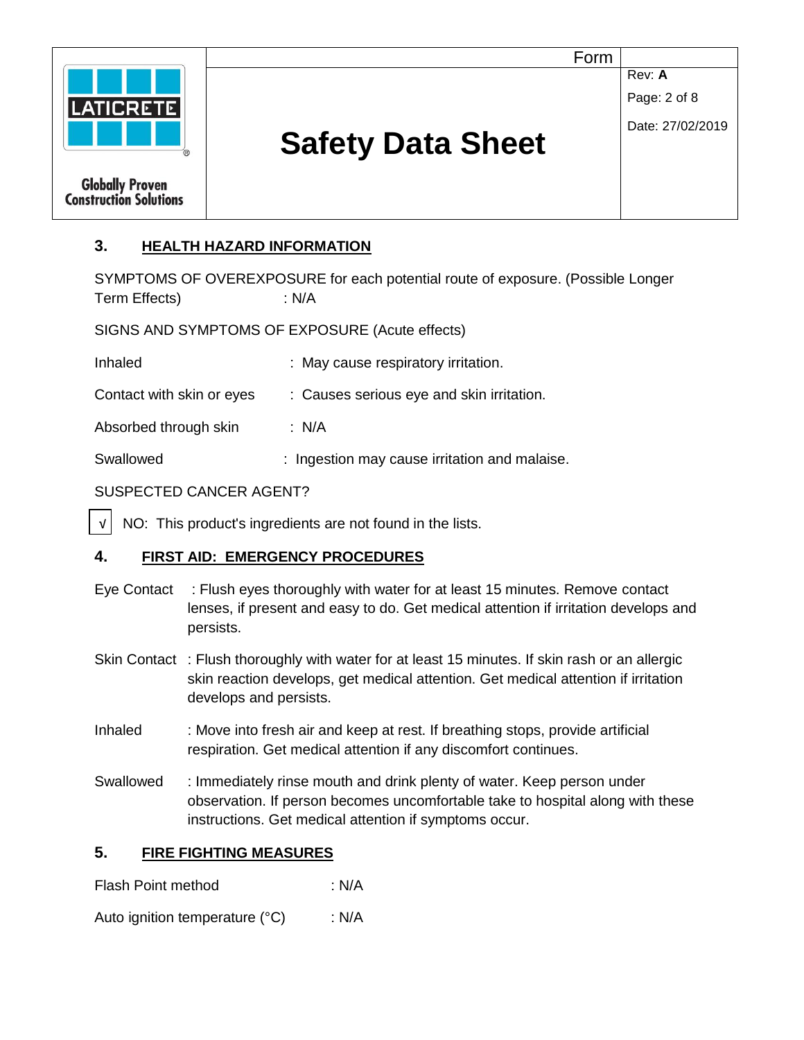## 3. HEALTH HAZARD INFORMATION

SYMPTOMS OF OVEREXPOSURE for each potential route of exposure. (Possible Longer Term Effects) : N/A

SIGNS AND SYMPTOMS OF EXPOSURE (Acute effects)

| | |
|---|---|
| Inhaled | : May cause respiratory irritation. |
| Contact with skin or eyes | : Causes serious eye and skin irritation. |
| Absorbed through skin | : N/A |
| Swallowed | : Ingestion may cause irritation and malaise. |

SUSPECTED CANCER AGENT?

√ NO: This product's ingredients are not found in the lists.

## 4. FIRST AID: EMERGENCY PROCEDURES

Eye Contact : Flush eyes thoroughly with water for at least 15 minutes. Remove contact lenses, if present and easy to do. Get medical attention if irritation develops and persists.

Skin Contact : Flush thoroughly with water for at least 15 minutes. If skin rash or an allergic skin reaction develops, get medical attention. Get medical attention if irritation develops and persists.

Inhaled : Move into fresh air and keep at rest. If breathing stops, provide artificial respiration. Get medical attention if any discomfort continues.

Swallowed : Immediately rinse mouth and drink plenty of water. Keep person under observation. If person becomes uncomfortable take to hospital along with these instructions. Get medical attention if symptoms occur.

## 5. FIRE FIGHTING MEASURES

| | |
|---|---|
| Flash Point method | : N/A |
| Auto ignition temperature (°C) | : N/A |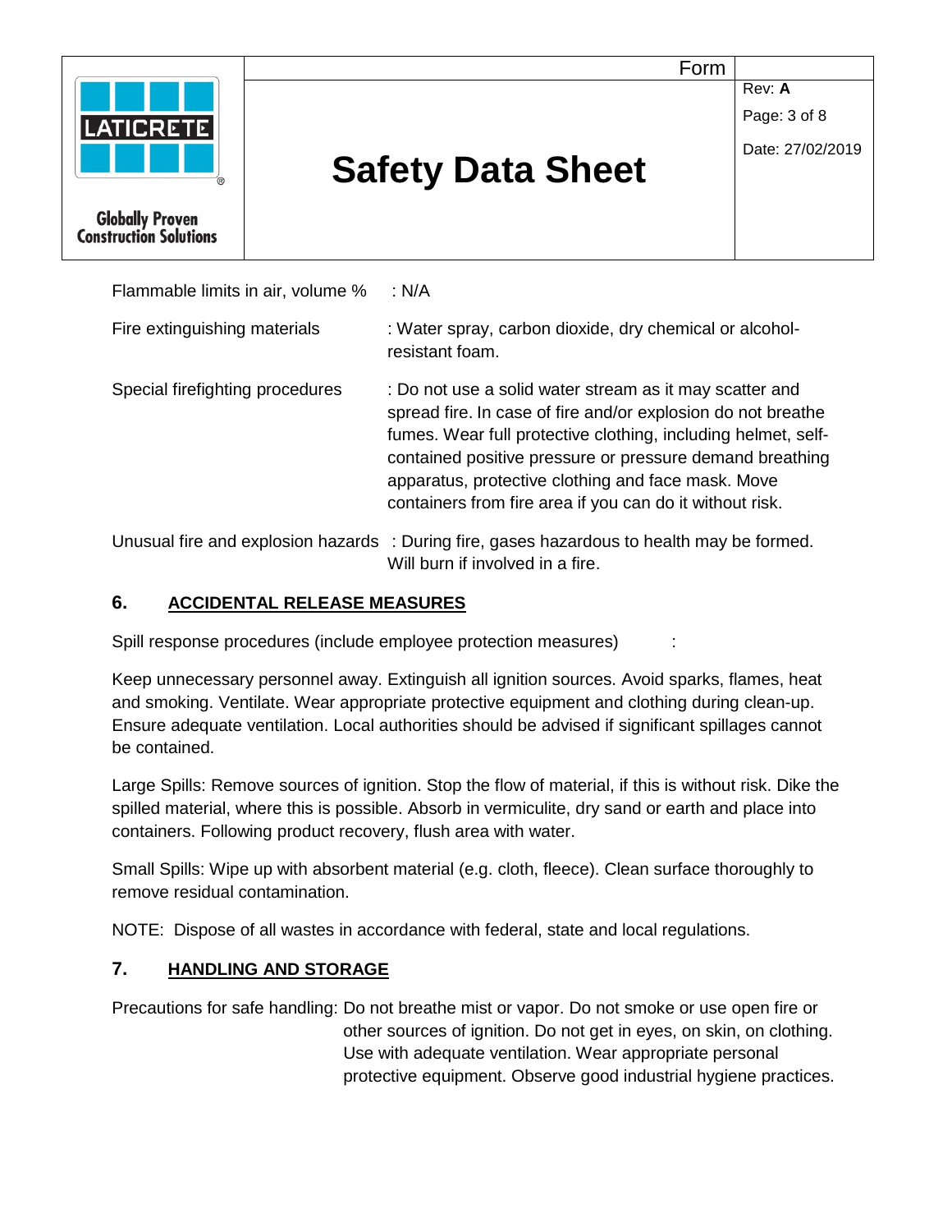Flammable limits in air, volume % : N/A

Fire extinguishing materials : Water spray, carbon dioxide, dry chemical or alcohol-resistant foam.

Special firefighting procedures : Do not use a solid water stream as it may scatter and spread fire. In case of fire and/or explosion do not breathe fumes. Wear full protective clothing, including helmet, self-contained positive pressure or pressure demand breathing apparatus, protective clothing and face mask. Move containers from fire area if you can do it without risk.

Unusual fire and explosion hazards : During fire, gases hazardous to health may be formed. Will burn if involved in a fire.

## 6. ACCIDENTAL RELEASE MEASURES

Spill response procedures (include employee protection measures) :

Keep unnecessary personnel away. Extinguish all ignition sources. Avoid sparks, flames, heat and smoking. Ventilate. Wear appropriate protective equipment and clothing during clean-up. Ensure adequate ventilation. Local authorities should be advised if significant spillages cannot be contained.

Large Spills: Remove sources of ignition. Stop the flow of material, if this is without risk. Dike the spilled material, where this is possible. Absorb in vermiculite, dry sand or earth and place into containers. Following product recovery, flush area with water.

Small Spills: Wipe up with absorbent material (e.g. cloth, fleece). Clean surface thoroughly to remove residual contamination.

NOTE: Dispose of all wastes in accordance with federal, state and local regulations.

## 7. HANDLING AND STORAGE

Precautions for safe handling: Do not breathe mist or vapor. Do not smoke or use open fire or other sources of ignition. Do not get in eyes, on skin, on clothing. Use with adequate ventilation. Wear appropriate personal protective equipment. Observe good industrial hygiene practices.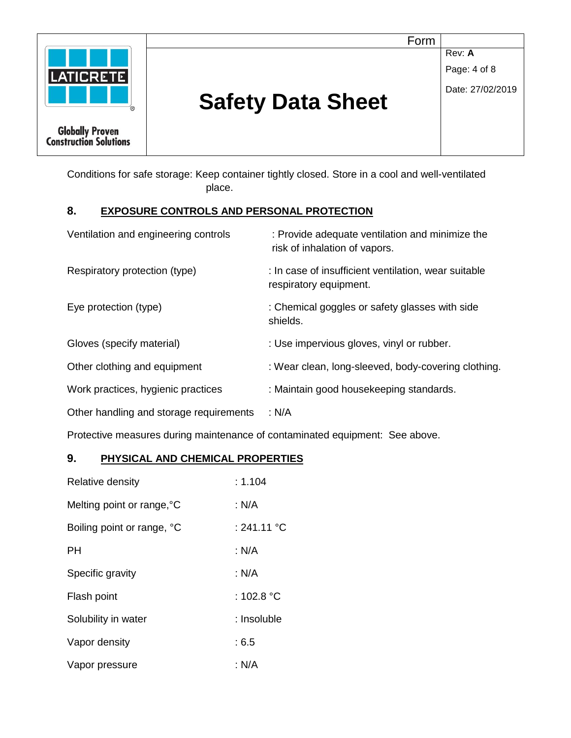Conditions for safe storage: Keep container tightly closed. Store in a cool and well-ventilated place.

## 8. EXPOSURE CONTROLS AND PERSONAL PROTECTION

| | |
|---|---|
| Ventilation and engineering controls | : Provide adequate ventilation and minimize the risk of inhalation of vapors. |
| Respiratory protection (type) | : In case of insufficient ventilation, wear suitable respiratory equipment. |
| Eye protection (type) | : Chemical goggles or safety glasses with side shields. |
| Gloves (specify material) | : Use impervious gloves, vinyl or rubber. |
| Other clothing and equipment | : Wear clean, long-sleeved, body-covering clothing. |
| Work practices, hygienic practices | : Maintain good housekeeping standards. |
| Other handling and storage requirements | : N/A |

Protective measures during maintenance of contaminated equipment: See above.

## 9. PHYSICAL AND CHEMICAL PROPERTIES

| | |
|---|---|
| Relative density | : 1.104 |
| Melting point or range,°C | : N/A |
| Boiling point or range, °C | : 241.11 °C |
| PH | : N/A |
| Specific gravity | : N/A |
| Flash point | : 102.8 °C |
| Solubility in water | : Insoluble |
| Vapor density | : 6.5 |
| Vapor pressure | : N/A |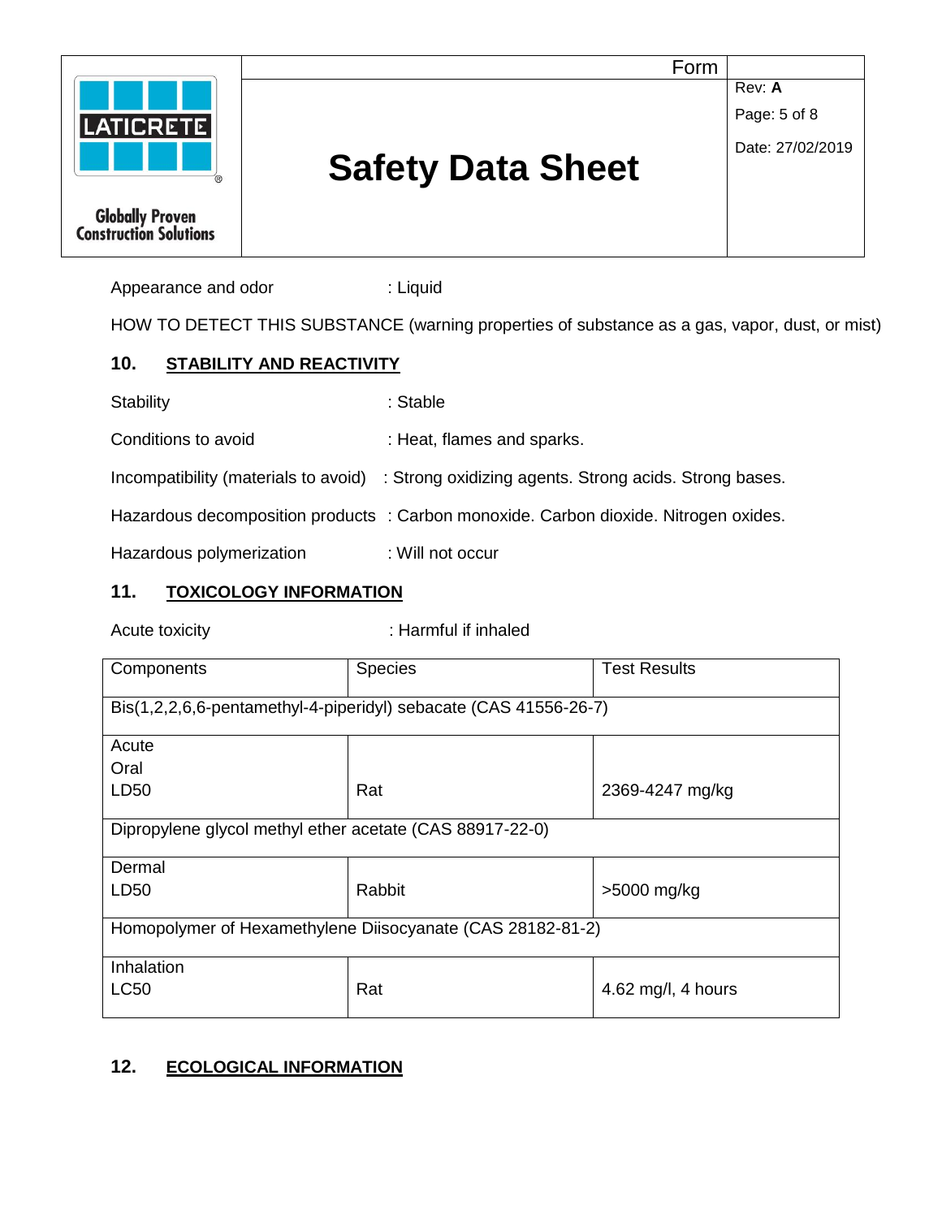Appearance and odor : Liquid

HOW TO DETECT THIS SUBSTANCE (warning properties of substance as a gas, vapor, dust, or mist)

## 10. STABILITY AND REACTIVITY

Stability : Stable

Conditions to avoid : Heat, flames and sparks.

Incompatibility (materials to avoid) : Strong oxidizing agents. Strong acids. Strong bases.

Hazardous decomposition products : Carbon monoxide. Carbon dioxide. Nitrogen oxides.

Hazardous polymerization : Will not occur

## 11. TOXICOLOGY INFORMATION

Acute toxicity : Harmful if inhaled

| Components | Species | Test Results |
|---|---|---|
| Bis(1,2,2,6,6-pentamethyl-4-piperidyl) sebacate (CAS 41556-26-7) | | |
| Acute Oral LD50 | Rat | 2369-4247 mg/kg |
| Dipropylene glycol methyl ether acetate (CAS 88917-22-0) | | |
| Dermal LD50 | Rabbit | >5000 mg/kg |
| Homopolymer of Hexamethylene Diisocyanate (CAS 28182-81-2) | | |
| Inhalation LC50 | Rat | 4.62 mg/l, 4 hours |

## 12. ECOLOGICAL INFORMATION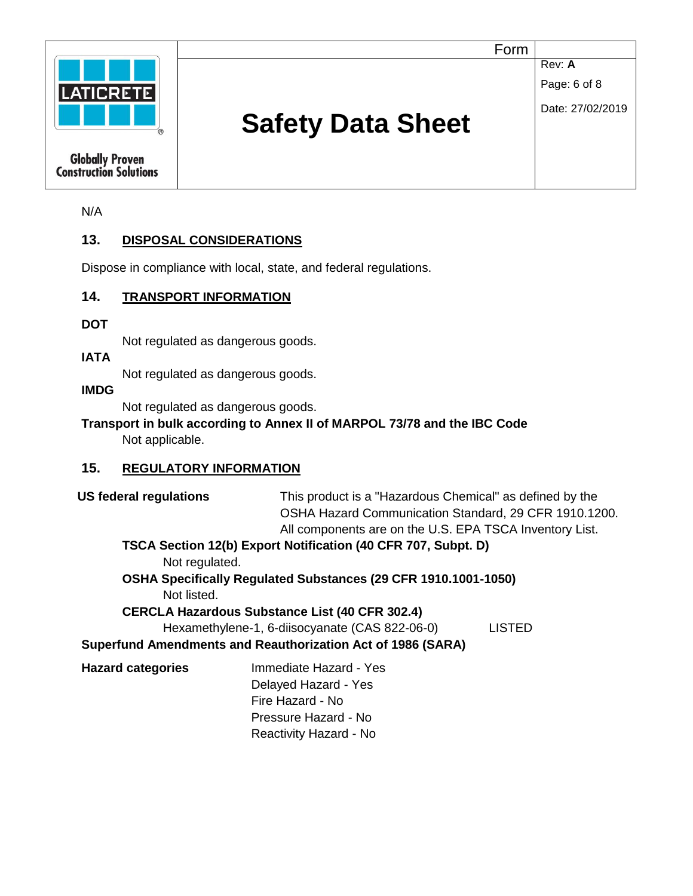N/A

## 13. DISPOSAL CONSIDERATIONS

Dispose in compliance with local, state, and federal regulations.

## 14. TRANSPORT INFORMATION

**DOT**

Not regulated as dangerous goods.

**IATA**

Not regulated as dangerous goods.

**IMDG**

Not regulated as dangerous goods.

**Transport in bulk according to Annex II of MARPOL 73/78 and the IBC Code**

Not applicable.

## 15. REGULATORY INFORMATION

**US federal regulations** — This product is a "Hazardous Chemical" as defined by the OSHA Hazard Communication Standard, 29 CFR 1910.1200. All components are on the U.S. EPA TSCA Inventory List.

**TSCA Section 12(b) Export Notification (40 CFR 707, Subpt. D)**

Not regulated.

**OSHA Specifically Regulated Substances (29 CFR 1910.1001-1050)**

Not listed.

**CERCLA Hazardous Substance List (40 CFR 302.4)**

Hexamethylene-1, 6-diisocyanate (CAS 822-06-0) LISTED

**Superfund Amendments and Reauthorization Act of 1986 (SARA)**

**Hazard categories**

Immediate Hazard - Yes
Delayed Hazard - Yes
Fire Hazard - No
Pressure Hazard - No
Reactivity Hazard - No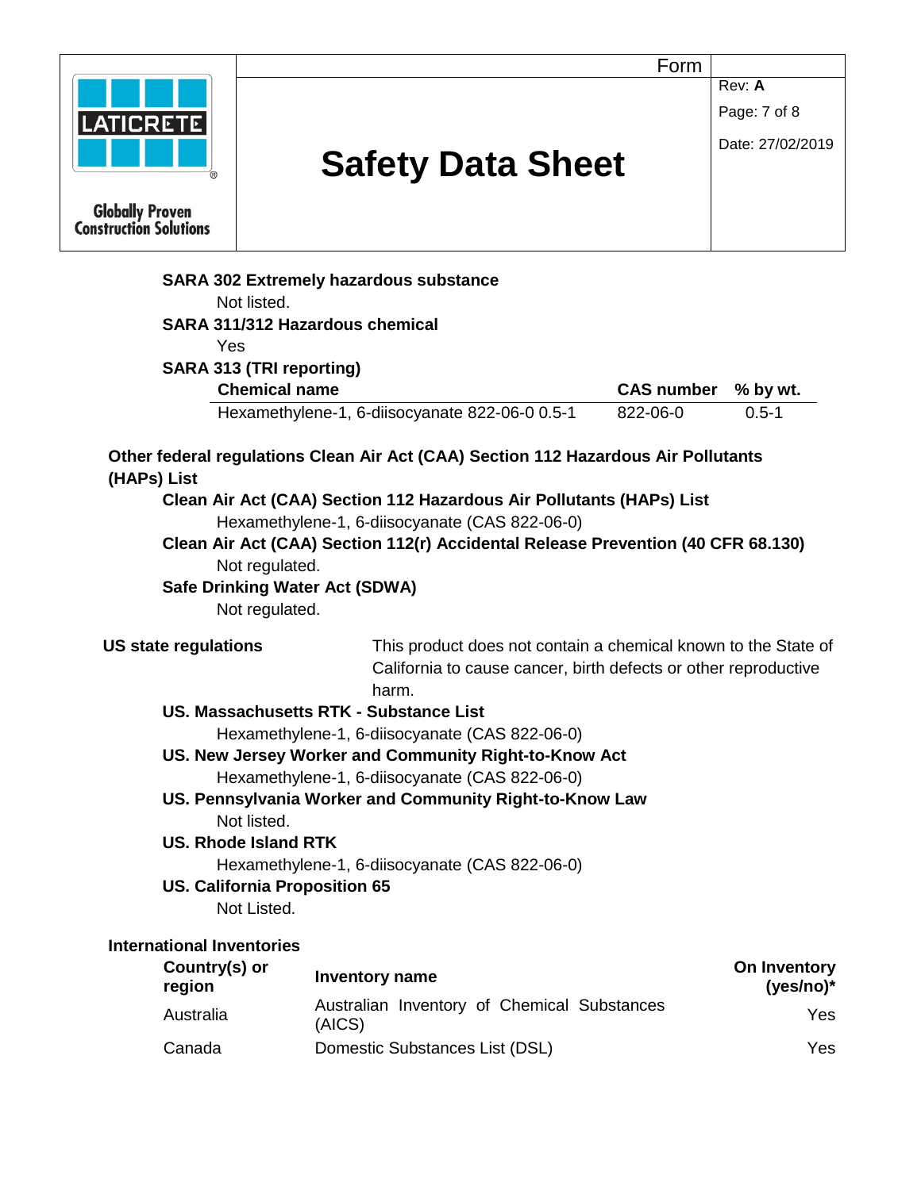**SARA 302 Extremely hazardous substance**

Not listed.

**SARA 311/312 Hazardous chemical**

Yes

**SARA 313 (TRI reporting)**

| Chemical name | CAS number | % by wt. |
|---|---|---|
| Hexamethylene-1, 6-diisocyanate 822-06-0 0.5-1 | 822-06-0 | 0.5-1 |

**Other federal regulations Clean Air Act (CAA) Section 112 Hazardous Air Pollutants (HAPs) List**

**Clean Air Act (CAA) Section 112 Hazardous Air Pollutants (HAPs) List**

Hexamethylene-1, 6-diisocyanate (CAS 822-06-0)

**Clean Air Act (CAA) Section 112(r) Accidental Release Prevention (40 CFR 68.130)**

Not regulated.

**Safe Drinking Water Act (SDWA)**

Not regulated.

**US state regulations** This product does not contain a chemical known to the State of California to cause cancer, birth defects or other reproductive harm.

**US. Massachusetts RTK - Substance List**

Hexamethylene-1, 6-diisocyanate (CAS 822-06-0)

**US. New Jersey Worker and Community Right-to-Know Act**

Hexamethylene-1, 6-diisocyanate (CAS 822-06-0)

**US. Pennsylvania Worker and Community Right-to-Know Law**

Not listed.

**US. Rhode Island RTK**

Hexamethylene-1, 6-diisocyanate (CAS 822-06-0)

**US. California Proposition 65**

Not Listed.

**International Inventories**

| Country(s) or region | Inventory name | On Inventory (yes/no)* |
|---|---|---|
| Australia | Australian Inventory of Chemical Substances (AICS) | Yes |
| Canada | Domestic Substances List (DSL) | Yes |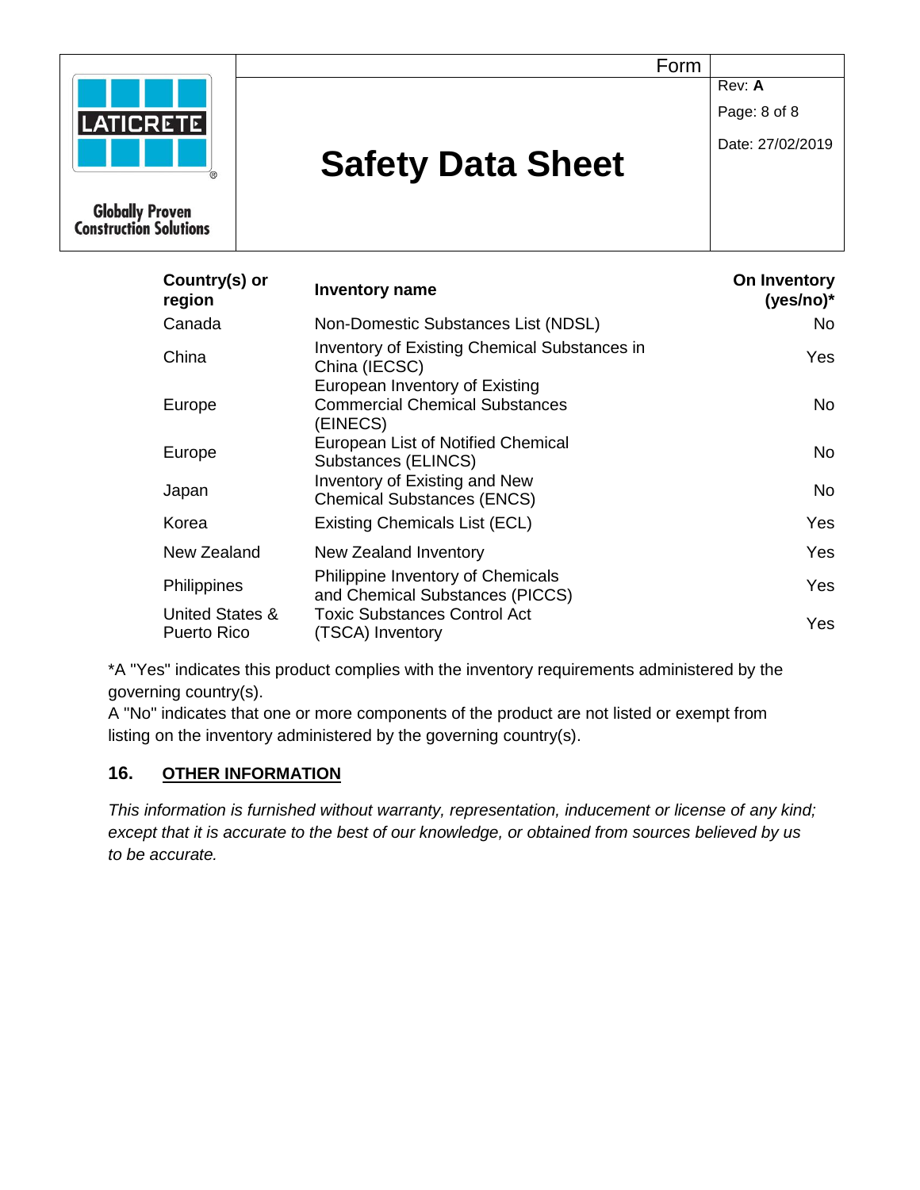| Country(s) or region | Inventory name | On Inventory (yes/no)* |
| --- | --- | --- |
| Canada | Non-Domestic Substances List (NDSL) | No |
| China | Inventory of Existing Chemical Substances in China (IECSC) | Yes |
| Europe | European Inventory of Existing Commercial Chemical Substances (EINECS) | No |
| Europe | European List of Notified Chemical Substances (ELINCS) | No |
| Japan | Inventory of Existing and New Chemical Substances (ENCS) | No |
| Korea | Existing Chemicals List (ECL) | Yes |
| New Zealand | New Zealand Inventory | Yes |
| Philippines | Philippine Inventory of Chemicals and Chemical Substances (PICCS) | Yes |
| United States & Puerto Rico | Toxic Substances Control Act (TSCA) Inventory | Yes |

*A "Yes" indicates this product complies with the inventory requirements administered by the governing country(s).
A "No" indicates that one or more components of the product are not listed or exempt from listing on the inventory administered by the governing country(s).

## 16. OTHER INFORMATION

*This information is furnished without warranty, representation, inducement or license of any kind; except that it is accurate to the best of our knowledge, or obtained from sources believed by us to be accurate.*